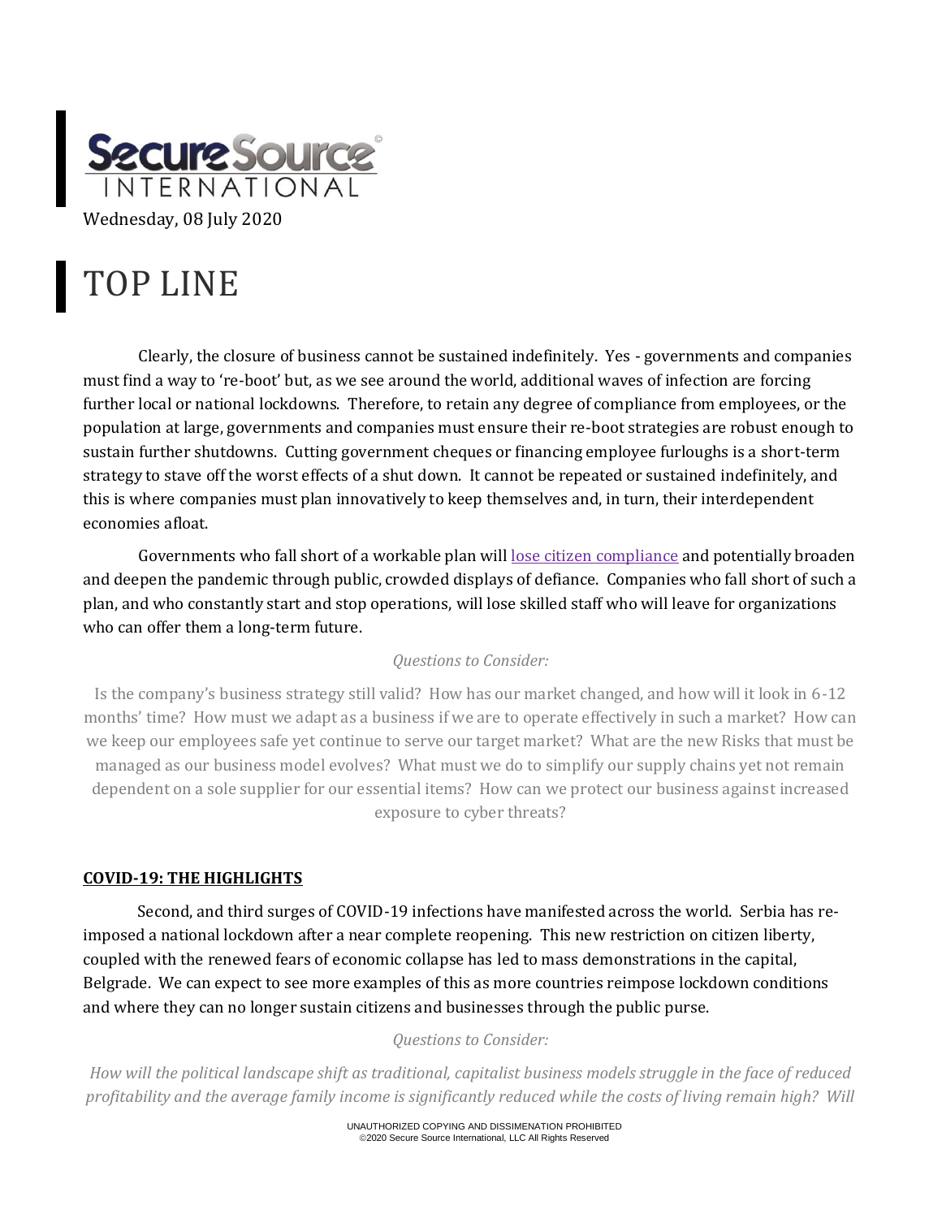**SecureSource INTERNATIONAL**

Wednesday, 08 July 2020

# TOP LINE

Clearly, the closure of business cannot be sustained indefinitely. Yes - governments and companies must find a way to 're-boot' but, as we see around the world, additional waves of infection are forcing further local or national lockdowns. Therefore, to retain any degree of compliance from employees, or the population at large, governments and companies must ensure their re-boot strategies are robust enough to sustain further shutdowns. Cutting government cheques or financing employee furloughs is a short-term strategy to stave off the worst effects of a shut down. It cannot be repeated or sustained indefinitely, and this is where companies must plan innovatively to keep themselves and, in turn, their interdependent economies afloat.

Governments who fall short of a workable plan will lose citizen compliance and potentially broaden and deepen the pandemic through public, crowded displays of defiance. Companies who fall short of such a plan, and who constantly start and stop operations, will lose skilled staff who will leave for organizations who can offer them a long-term future.

*Questions to Consider:*

Is the company's business strategy still valid? How has our market changed, and how will it look in 6-12 months' time? How must we adapt as a business if we are to operate effectively in such a market? How can we keep our employees safe yet continue to serve our target market? What are the new Risks that must be managed as our business model evolves? What must we do to simplify our supply chains yet not remain dependent on a sole supplier for our essential items? How can we protect our business against increased exposure to cyber threats?

**COVID-19: THE HIGHLIGHTS**

Second, and third surges of COVID-19 infections have manifested across the world. Serbia has re-imposed a national lockdown after a near complete reopening. This new restriction on citizen liberty, coupled with the renewed fears of economic collapse has led to mass demonstrations in the capital, Belgrade. We can expect to see more examples of this as more countries reimpose lockdown conditions and where they can no longer sustain citizens and businesses through the public purse.

*Questions to Consider:*

*How will the political landscape shift as traditional, capitalist business models struggle in the face of reduced profitability and the average family income is significantly reduced while the costs of living remain high? Will*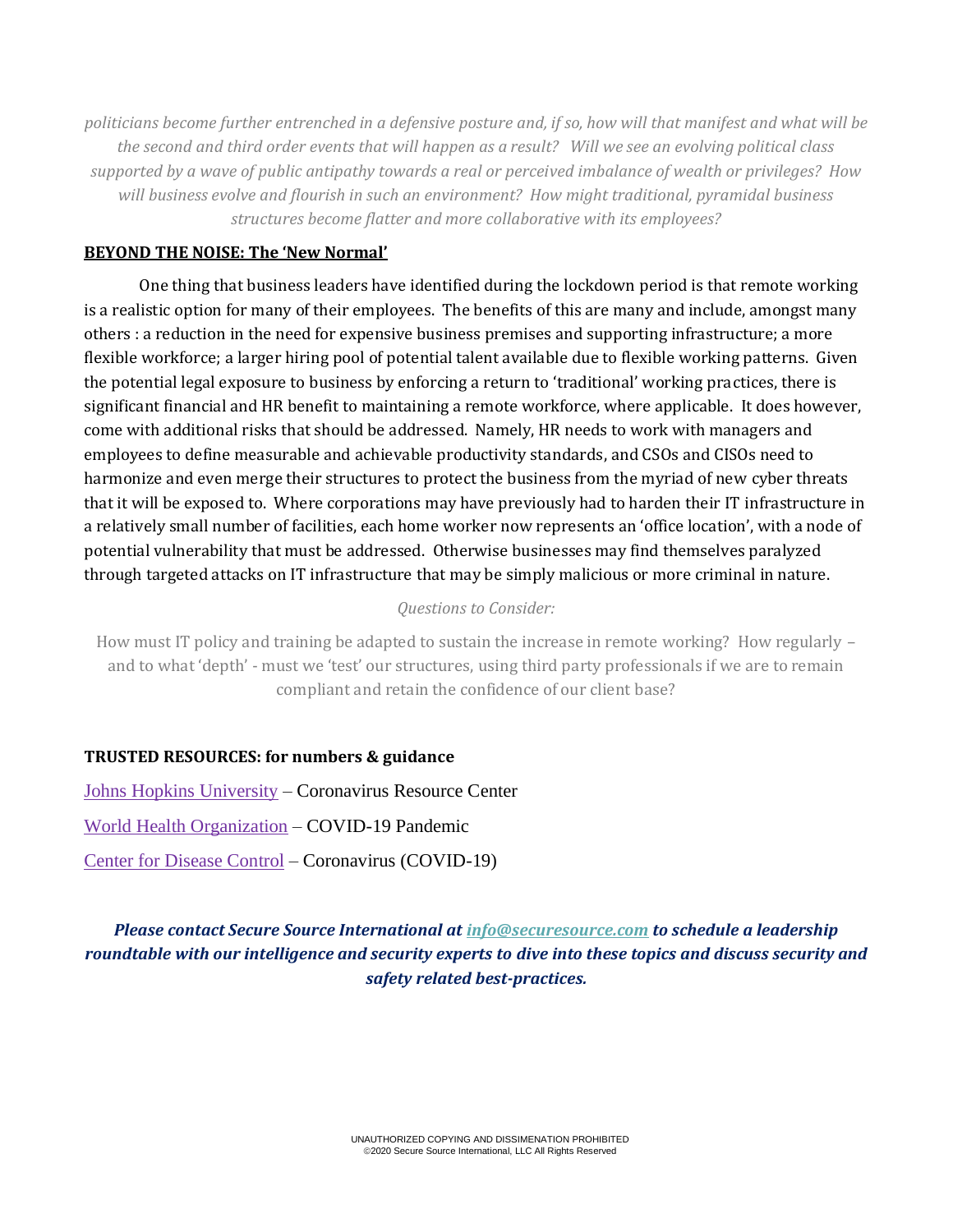*politicians become further entrenched in a defensive posture and, if so, how will that manifest and what will be the second and third order events that will happen as a result? Will we see an evolving political class supported by a wave of public antipathy towards a real or perceived imbalance of wealth or privileges? How will business evolve and flourish in such an environment? How might traditional, pyramidal business structures become flatter and more collaborative with its employees?*

**BEYOND THE NOISE: The 'New Normal'**

One thing that business leaders have identified during the lockdown period is that remote working is a realistic option for many of their employees. The benefits of this are many and include, amongst many others : a reduction in the need for expensive business premises and supporting infrastructure; a more flexible workforce; a larger hiring pool of potential talent available due to flexible working patterns. Given the potential legal exposure to business by enforcing a return to 'traditional' working practices, there is significant financial and HR benefit to maintaining a remote workforce, where applicable. It does however, come with additional risks that should be addressed. Namely, HR needs to work with managers and employees to define measurable and achievable productivity standards, and CSOs and CISOs need to harmonize and even merge their structures to protect the business from the myriad of new cyber threats that it will be exposed to. Where corporations may have previously had to harden their IT infrastructure in a relatively small number of facilities, each home worker now represents an 'office location', with a node of potential vulnerability that must be addressed. Otherwise businesses may find themselves paralyzed through targeted attacks on IT infrastructure that may be simply malicious or more criminal in nature.

*Questions to Consider:*

How must IT policy and training be adapted to sustain the increase in remote working? How regularly – and to what 'depth' - must we 'test' our structures, using third party professionals if we are to remain compliant and retain the confidence of our client base?

**TRUSTED RESOURCES: for numbers & guidance**

Johns Hopkins University – Coronavirus Resource Center

World Health Organization – COVID-19 Pandemic

Center for Disease Control – Coronavirus (COVID-19)

***Please contact Secure Source International at info@securesource.com to schedule a leadership roundtable with our intelligence and security experts to dive into these topics and discuss security and safety related best-practices.***

UNAUTHORIZED COPYING AND DISSIMENATION PROHIBITED
©2020 Secure Source International, LLC All Rights Reserved